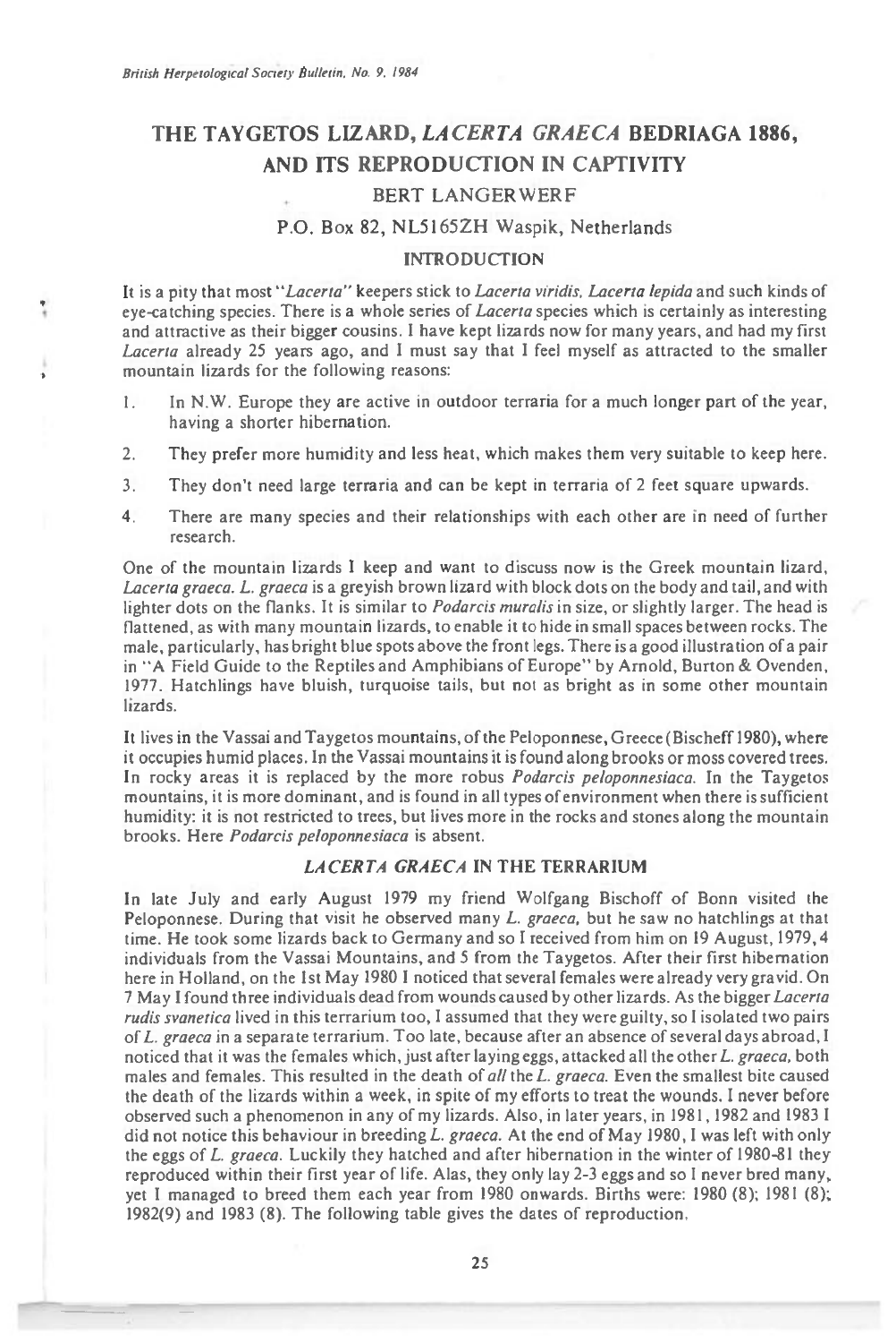# THE TAYGETOS LIZARD, *LACERTA GRAECA* BEDRIAGA 1886, AND ITS REPRODUCTION IN CAPTIVITY

BERT LANGERWERF

P.O. Box 82, NL5165ZH Waspik, Netherlands

## INTRODUCTION

It is a pity that most "*Lacerta*" keepers stick to *Lacerta viridis*, *Lacerta lepida* and such kinds of eye-catching species. There is a whole series of *Lacerta* species which is certainly as interesting and attractive as their bigger cousins. I have kept lizards now for many years, and had my first *Lacerta* already 25 years ago, and I must say that I feel myself as attracted to the smaller mountain lizards for the following reasons:

1. In N.W. Europe they are active in outdoor terraria for a much longer part of the year, having a shorter hibernation.
2. They prefer more humidity and less heat, which makes them very suitable to keep here.
3. They don't need large terraria and can be kept in terraria of 2 feet square upwards.
4. There are many species and their relationships with each other are in need of further research.

One of the mountain lizards I keep and want to discuss now is the Greek mountain lizard, *Lacerta graeca*. *L. graeca* is a greyish brown lizard with block dots on the body and tail, and with lighter dots on the flanks. It is similar to *Podarcis muralis* in size, or slightly larger. The head is flattened, as with many mountain lizards, to enable it to hide in small spaces between rocks. The male, particularly, has bright blue spots above the front legs. There is a good illustration of a pair in "A Field Guide to the Reptiles and Amphibians of Europe" by Arnold, Burton & Ovenden, 1977. Hatchlings have bluish, turquoise tails, but not as bright as in some other mountain lizards.

It lives in the Vassai and Taygetos mountains, of the Peloponnese, Greece (Bischeff 1980), where it occupies humid places. In the Vassai mountains it is found along brooks or moss covered trees. In rocky areas it is replaced by the more robus *Podarcis peloponnesiaca*. In the Taygetos mountains, it is more dominant, and is found in all types of environment when there is sufficient humidity: it is not restricted to trees, but lives more in the rocks and stones along the mountain brooks. Here *Podarcis peloponnesiaca* is absent.

## *LACERTA GRAECA* IN THE TERRARIUM

In late July and early August 1979 my friend Wolfgang Bischoff of Bonn visited the Peloponnese. During that visit he observed many *L. graeca*, but he saw no hatchlings at that time. He took some lizards back to Germany and so I received from him on 19 August, 1979, 4 individuals from the Vassai Mountains, and 5 from the Taygetos. After their first hibernation here in Holland, on the 1st May 1980 I noticed that several females were already very gravid. On 7 May I found three individuals dead from wounds caused by other lizards. As the bigger *Lacerta rudis svanetica* lived in this terrarium too, I assumed that they were guilty, so I isolated two pairs of *L. graeca* in a separate terrarium. Too late, because after an absence of several days abroad, I noticed that it was the females which, just after laying eggs, attacked all the other *L. graeca*, both males and females. This resulted in the death of *all* the *L. graeca*. Even the smallest bite caused the death of the lizards within a week, in spite of my efforts to treat the wounds. I never before observed such a phenomenon in any of my lizards. Also, in later years, in 1981, 1982 and 1983 I did not notice this behaviour in breeding *L. graeca*. At the end of May 1980, I was left with only the eggs of *L. graeca*. Luckily they hatched and after hibernation in the winter of 1980-81 they reproduced within their first year of life. Alas, they only lay 2-3 eggs and so I never bred many, yet I managed to breed them each year from 1980 onwards. Births were: 1980 (8); 1981 (8); 1982(9) and 1983 (8). The following table gives the dates of reproduction.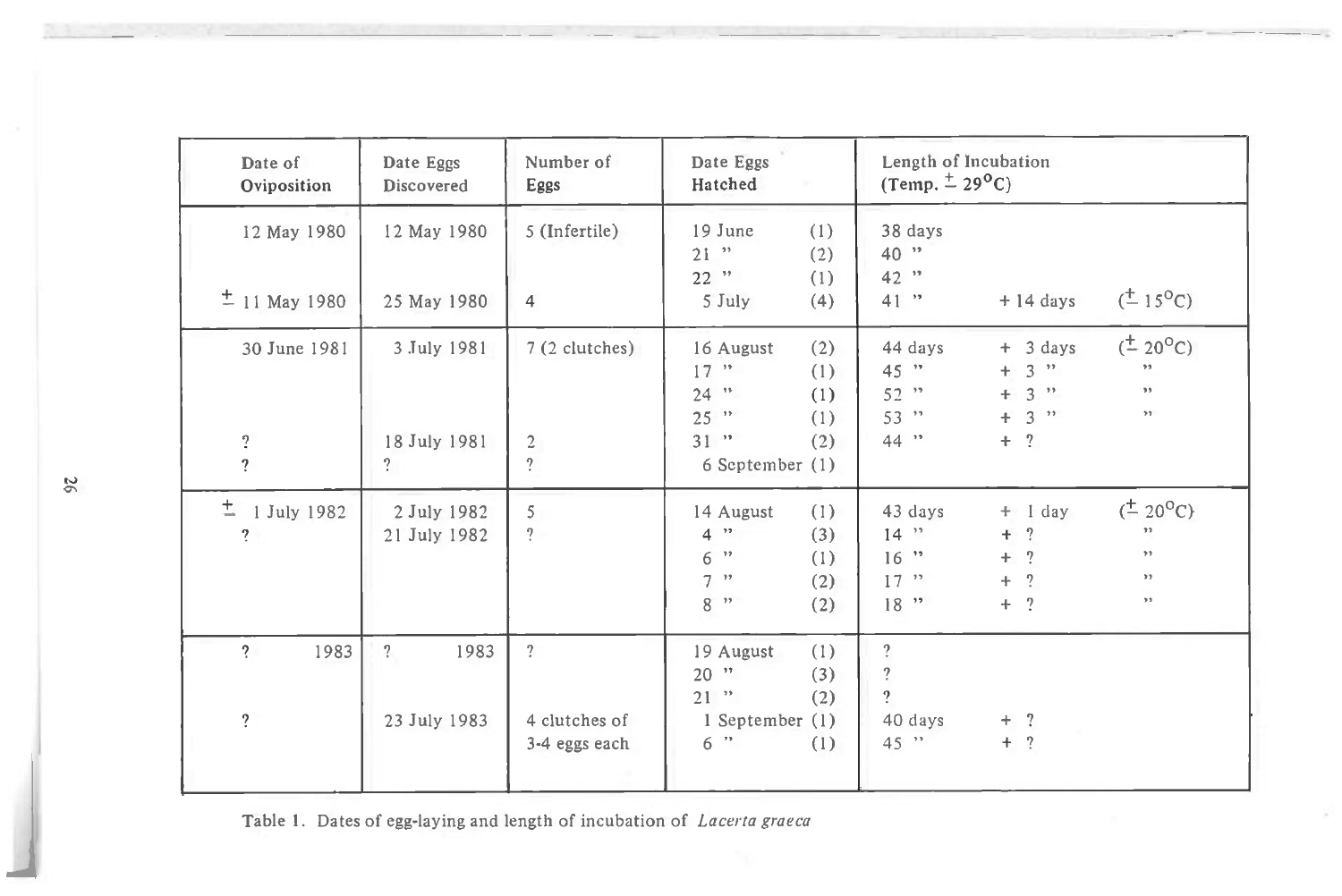| Date of Oviposition | Date Eggs Discovered | Number of Eggs | Date Eggs Hatched | Length of Incubation (Temp. ± 29°C) | | |
|---|---|---|---|---|---|---|
| 12 May 1980 | 12 May 1980 | 5 (Infertile) | 19 June (1) | 38 days | | |
| | | | 21 " (2) | 40 " | | |
| | | | 22 " (1) | 42 " | | |
| ± 11 May 1980 | 25 May 1980 | 4 | 5 July (4) | 41 " | + 14 days | (± 15°C) |
| 30 June 1981 | 3 July 1981 | 7 (2 clutches) | 16 August (2) | 44 days | + 3 days | (± 20°C) |
| | | | 17 " (1) | 45 " | + 3 " | " |
| | | | 24 " (1) | 52 " | + 3 " | " |
| | | | 25 " (1) | 53 " | + 3 " | " |
| ? | 18 July 1981 | 2 | 31 " (2) | 44 " | + ? | |
| ? | ? | ? | 6 September (1) | | | |
| ± 1 July 1982 | 2 July 1982 | 5 | 14 August (1) | 43 days | + 1 day | (± 20°C) |
| ? | 21 July 1982 | ? | 4 " (3) | 14 " | + ? | " |
| | | | 6 " (1) | 16 " | + ? | " |
| | | | 7 " (2) | 17 " | + ? | " |
| | | | 8 " (2) | 18 " | + ? | " |
| ? 1983 | ? 1983 | ? | 19 August (1) | ? | | |
| | | | 20 " (3) | ? | | |
| | | | 21 " (2) | ? | | |
| ? | 23 July 1983 | 4 clutches of 3-4 eggs each | 1 September (1) | 40 days | + ? | |
| | | | 6 " (1) | 45 " | + ? | |

Table 1. Dates of egg-laying and length of incubation of *Lacerta graeca*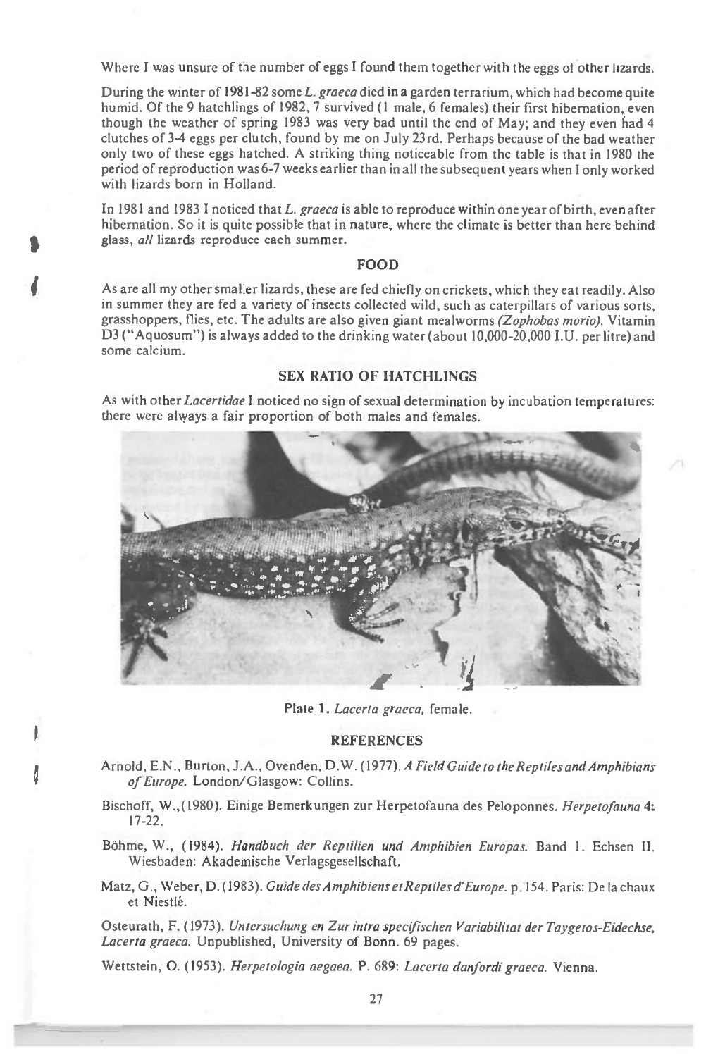Where I was unsure of the number of eggs I found them together with the eggs of other lizards.

During the winter of 1981-82 some *L. graeca* died in a garden terrarium, which had become quite humid. Of the 9 hatchlings of 1982, 7 survived (1 male, 6 females) their first hibernation, even though the weather of spring 1983 was very bad until the end of May; and they even had 4 clutches of 3-4 eggs per clutch, found by me on July 23rd. Perhaps because of the bad weather only two of these eggs hatched. A striking thing noticeable from the table is that in 1980 the period of reproduction was 6-7 weeks earlier than in all the subsequent years when I only worked with lizards born in Holland.

In 1981 and 1983 I noticed that *L. graeca* is able to reproduce within one year of birth, even after hibernation. So it is quite possible that in nature, where the climate is better than here behind glass, *all* lizards reproduce each summer.

## FOOD

As are all my other smaller lizards, these are fed chiefly on crickets, which they eat readily. Also in summer they are fed a variety of insects collected wild, such as caterpillars of various sorts, grasshoppers, flies, etc. The adults are also given giant mealworms *(Zophobas morio)*. Vitamin D3 ("Aquosum") is always added to the drinking water (about 10,000-20,000 I.U. per litre) and some calcium.

## SEX RATIO OF HATCHLINGS

As with other *Lacertidae* I noticed no sign of sexual determination by incubation temperatures: there were always a fair proportion of both males and females.

**Plate 1.** *Lacerta graeca*, female.

## REFERENCES

Arnold, E.N., Burton, J.A., Ovenden, D.W. (1977). *A Field Guide to the Reptiles and Amphibians of Europe.* London/Glasgow: Collins.

Bischoff, W., (1980). Einige Bemerkungen zur Herpetofauna des Peloponnes. *Herpetofauna* **4:** 17-22.

Böhme, W., (1984). *Handbuch der Reptilien und Amphibien Europas.* Band 1. Echsen II. Wiesbaden: Akademische Verlagsgesellschaft.

Matz, G., Weber, D. (1983). *Guide des Amphibiens et Reptiles d'Europe.* p. 154. Paris: De la chaux et Niestlé.

Osteurath, F. (1973). *Untersuchung en Zur intra specifischen Variabilitat der Taygetos-Eidechse, Lacerta graeca.* Unpublished, University of Bonn. 69 pages.

Wettstein, O. (1953). *Herpetologia aegaea.* P. 689: *Lacerta danfordi graeca.* Vienna.